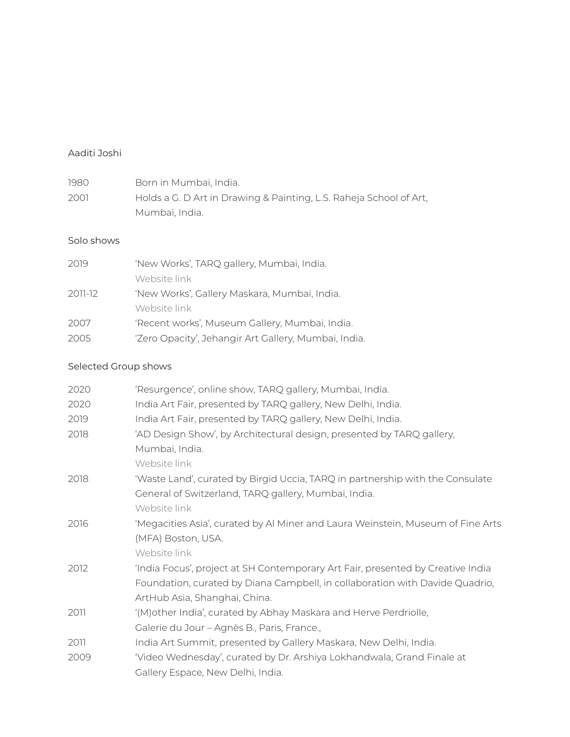# Aaditi Joshi

| | |
|---|---|
| 1980 | Born in Mumbai, India. |
| 2001 | Holds a G. D Art in Drawing & Painting, L.S. Raheja School of Art, Mumbai, India. |

## Solo shows

| | |
|---|---|
| 2019 | 'New Works', TARQ gallery, Mumbai, India. Website link |
| 2011-12 | 'New Works', Gallery Maskara, Mumbai, India. Website link |
| 2007 | 'Recent works', Museum Gallery, Mumbai, India. |
| 2005 | 'Zero Opacity', Jehangir Art Gallery, Mumbai, India. |

## Selected Group shows

| | |
|---|---|
| 2020 | 'Resurgence', online show, TARQ gallery, Mumbai, India. |
| 2020 | India Art Fair, presented by TARQ gallery, New Delhi, India. |
| 2019 | India Art Fair, presented by TARQ gallery, New Delhi, India. |
| 2018 | 'AD Design Show', by Architectural design, presented by TARQ gallery, Mumbai, India. Website link |
| 2018 | 'Waste Land', curated by Birgid Uccia, TARQ in partnership with the Consulate General of Switzerland, TARQ gallery, Mumbai, India. Website link |
| 2016 | 'Megacities Asia', curated by Al Miner and Laura Weinstein, Museum of Fine Arts (MFA) Boston, USA. Website link |
| 2012 | 'India Focus', project at SH Contemporary Art Fair, presented by Creative India Foundation, curated by Diana Campbell, in collaboration with Davide Quadrio, ArtHub Asia, Shanghai, China. |
| 2011 | '(M)other India', curated by Abhay Maskara and Herve Perdriolle, Galerie du Jour – Agnès B., Paris, France., |
| 2011 | India Art Summit, presented by Gallery Maskara, New Delhi, India. |
| 2009 | 'Video Wednesday', curated by Dr. Arshiya Lokhandwala, Grand Finale at Gallery Espace, New Delhi, India. |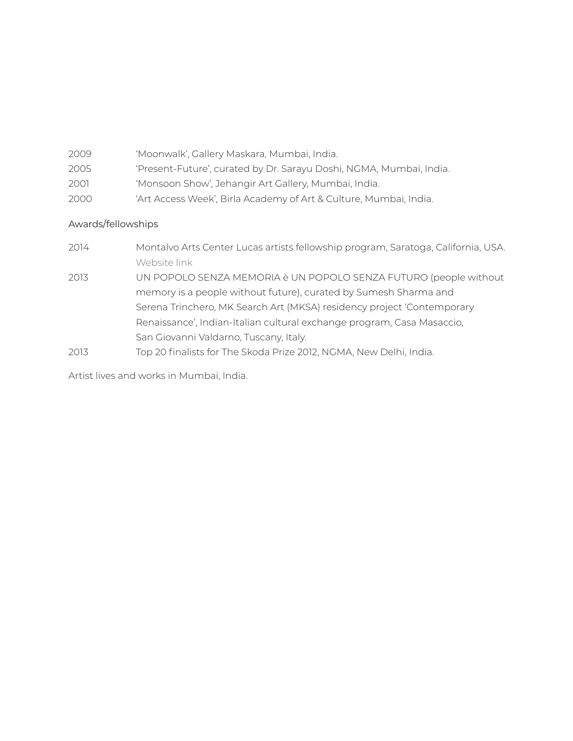2009 ‘Moonwalk’, Gallery Maskara, Mumbai, India.
2005 ‘Present-Future’, curated by Dr. Sarayu Doshi, NGMA, Mumbai, India.
2001 ‘Monsoon Show’, Jehangir Art Gallery, Mumbai, India.
2000 ‘Art Access Week’, Birla Academy of Art & Culture, Mumbai, India.

Awards/fellowships

2014 Montalvo Arts Center Lucas artists fellowship program, Saratoga, California, USA. Website link

2013 UN POPOLO SENZA MEMORIA è UN POPOLO SENZA FUTURO (people without memory is a people without future), curated by Sumesh Sharma and Serena Trinchero, MK Search Art (MKSA) residency project ‘Contemporary Renaissance’, Indian-Italian cultural exchange program, Casa Masaccio, San Giovanni Valdarno, Tuscany, Italy.

2013 Top 20 finalists for The Skoda Prize 2012, NGMA, New Delhi, India.

Artist lives and works in Mumbai, India.